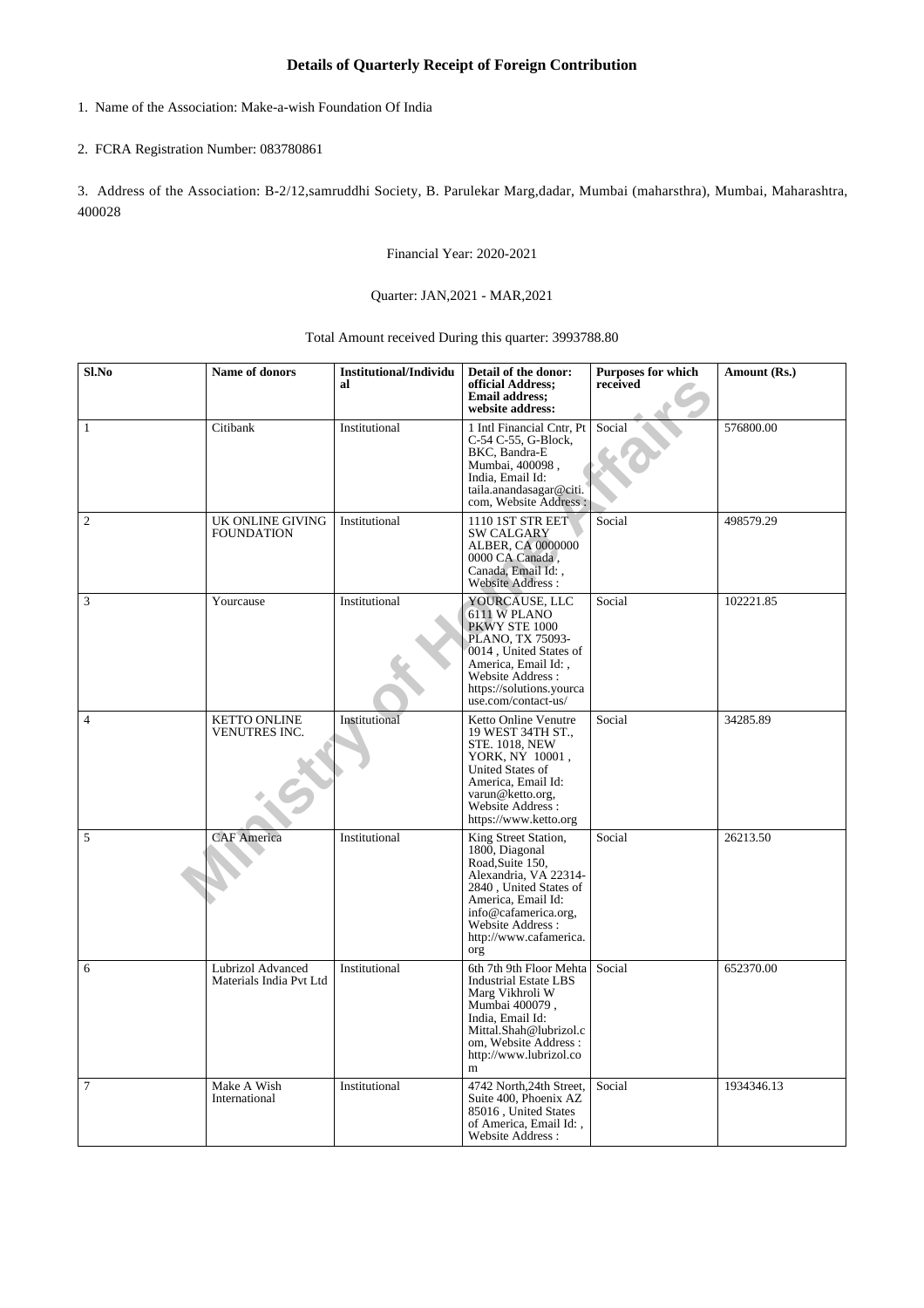# Details of Quarterly Receipt of Foreign Contribution

1. Name of the Association: Make-a-wish Foundation Of India

2. FCRA Registration Number: 083780861

3. Address of the Association: B-2/12,samruddhi Society, B. Parulekar Marg,dadar, Mumbai (maharsthra), Mumbai, Maharashtra, 400028

Financial Year: 2020-2021

Quarter: JAN,2021 - MAR,2021

Total Amount received During this quarter: 3993788.80

| Sl.No | Name of donors | Institutional/Individual | Detail of the donor: official Address; Email address; website address: | Purposes for which received | Amount (Rs.) |
|---|---|---|---|---|---|
| 1 | Citibank | Institutional | 1 Intl Financial Cntr, Pt C-54 C-55, G-Block, BKC, Bandra-E Mumbai, 400098 , India, Email Id: taila.anandasagar@citi.com, Website Address : | Social | 576800.00 |
| 2 | UK ONLINE GIVING FOUNDATION | Institutional | 1110 1ST STR EET SW CALGARY ALBER, CA 0000000 0000 CA Canada , Canada, Email Id: , Website Address : | Social | 498579.29 |
| 3 | Yourcause | Institutional | YOURCAUSE, LLC 6111 W PLANO PKWY STE 1000 PLANO, TX 75093-0014 , United States of America, Email Id: , Website Address : https://solutions.yourcause.com/contact-us/ | Social | 102221.85 |
| 4 | KETTO ONLINE VENUTRES INC. | Institutional | Ketto Online Venutre 19 WEST 34TH ST., STE. 1018, NEW YORK, NY 10001 , United States of America, Email Id: varun@ketto.org, Website Address : https://www.ketto.org | Social | 34285.89 |
| 5 | CAF America | Institutional | King Street Station, 1800, Diagonal Road,Suite 150, Alexandria, VA 22314-2840 , United States of America, Email Id: info@cafamerica.org, Website Address : http://www.cafamerica.org | Social | 26213.50 |
| 6 | Lubrizol Advanced Materials India Pvt Ltd | Institutional | 6th 7th 9th Floor Mehta Industrial Estate LBS Marg Vikhroli W Mumbai 400079 , India, Email Id: Mittal.Shah@lubrizol.com, Website Address : http://www.lubrizol.com | Social | 652370.00 |
| 7 | Make A Wish International | Institutional | 4742 North,24th Street, Suite 400, Phoenix AZ 85016 , United States of America, Email Id: , Website Address : | Social | 1934346.13 |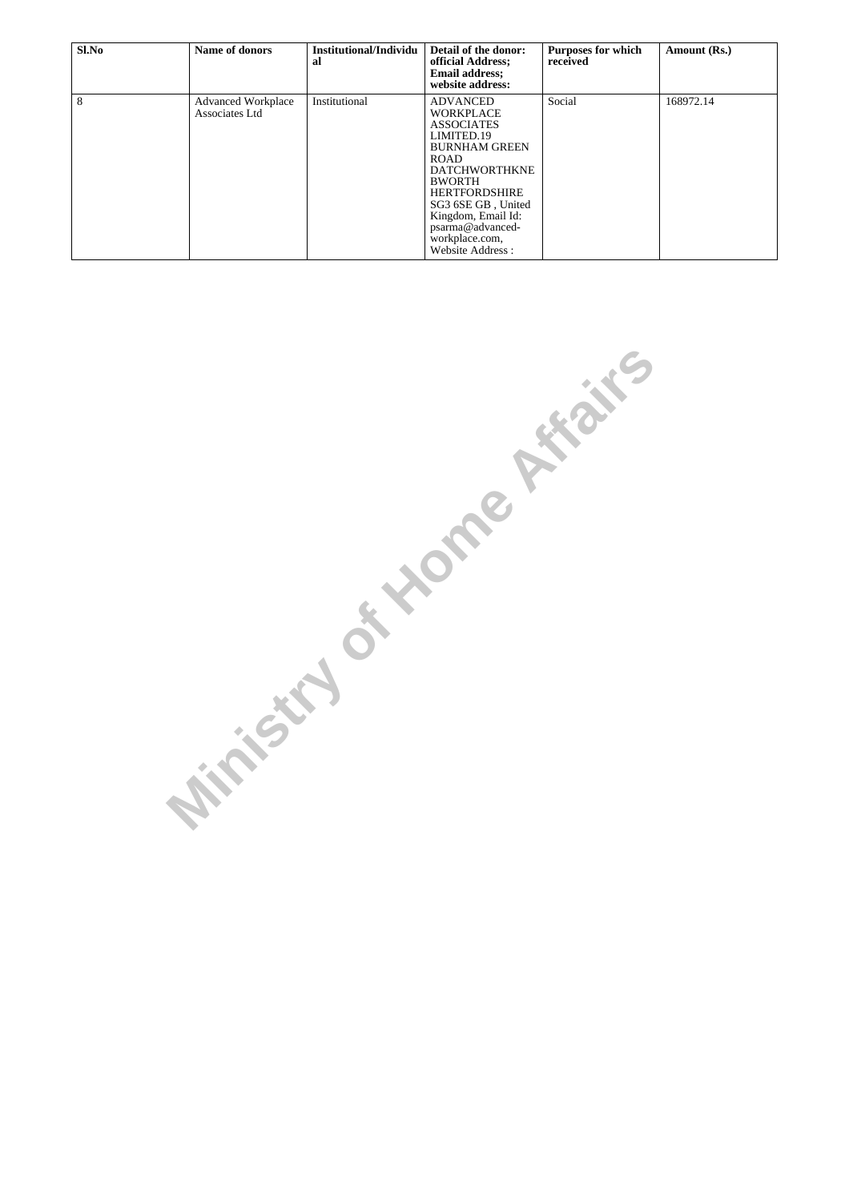| Sl.No | Name of donors | Institutional/Individual | Detail of the donor: official Address; Email address; website address: | Purposes for which received | Amount (Rs.) |
|---|---|---|---|---|---|
| 8 | Advanced Workplace Associates Ltd | Institutional | ADVANCED WORKPLACE ASSOCIATES LIMITED.19 BURNHAM GREEN ROAD DATCHWORTHKNEBWORTH HERTFORDSHIRE SG3 6SE GB , United Kingdom, Email Id: psarma@advanced-workplace.com, Website Address : | Social | 168972.14 |